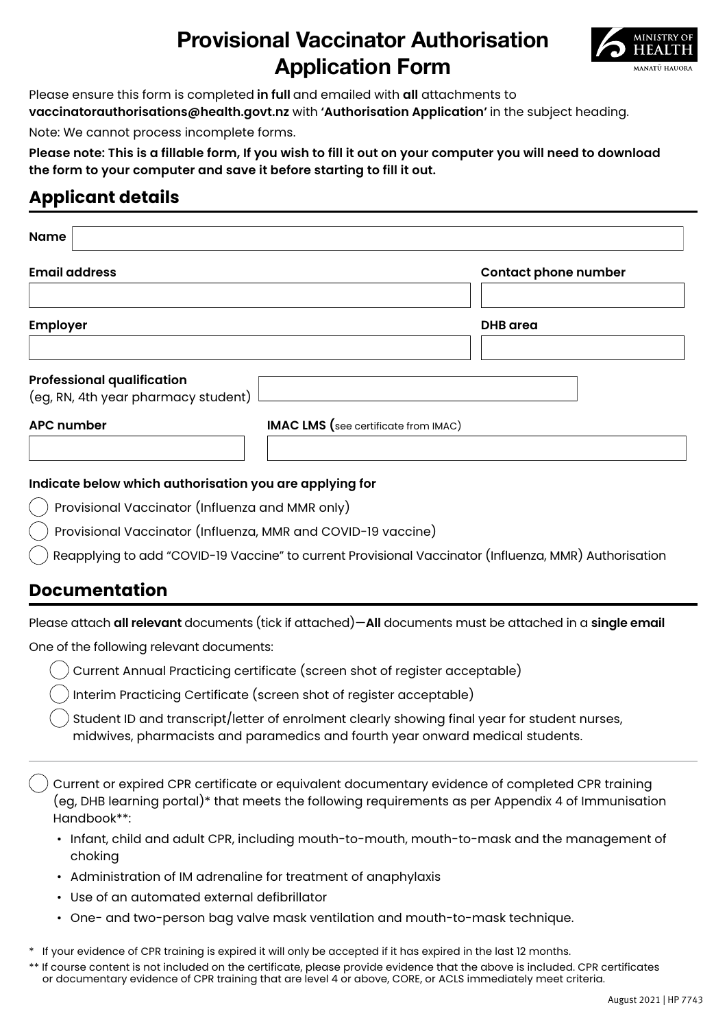# Provisional Vaccinator Authorisation Application Form

MINISTRY OF HEALTH
MANATŪ HAUORA

Please ensure this form is completed **in full** and emailed with **all** attachments to **vaccinatorauthorisations@health.govt.nz** with **'Authorisation Application'** in the subject heading.

Note: We cannot process incomplete forms.

**Please note: This is a fillable form, If you wish to fill it out on your computer you will need to download the form to your computer and save it before starting to fill it out.**

## Applicant details

**Name**

**Email address**

**Contact phone number**

**Employer**

**DHB area**

**Professional qualification**
(eg, RN, 4th year pharmacy student)

**APC number**

**IMAC LMS (**see certificate from IMAC)

**Indicate below which authorisation you are applying for**

- ◯ Provisional Vaccinator (Influenza and MMR only)
- ◯ Provisional Vaccinator (Influenza, MMR and COVID-19 vaccine)
- ◯ Reapplying to add "COVID-19 Vaccine" to current Provisional Vaccinator (Influenza, MMR) Authorisation

## Documentation

Please attach **all relevant** documents (tick if attached)—**All** documents must be attached in a **single email**

One of the following relevant documents:

- ◯ Current Annual Practicing certificate (screen shot of register acceptable)
- ◯ Interim Practicing Certificate (screen shot of register acceptable)
- ◯ Student ID and transcript/letter of enrolment clearly showing final year for student nurses, midwives, pharmacists and paramedics and fourth year onward medical students.

---

◯ Current or expired CPR certificate or equivalent documentary evidence of completed CPR training (eg, DHB learning portal)* that meets the following requirements as per Appendix 4 of Immunisation Handbook**:

- Infant, child and adult CPR, including mouth-to-mouth, mouth-to-mask and the management of choking
- Administration of IM adrenaline for treatment of anaphylaxis
- Use of an automated external defibrillator
- One- and two-person bag valve mask ventilation and mouth-to-mask technique.

\* If your evidence of CPR training is expired it will only be accepted if it has expired in the last 12 months.

** If course content is not included on the certificate, please provide evidence that the above is included. CPR certificates or documentary evidence of CPR training that are level 4 or above, CORE, or ACLS immediately meet criteria.

August 2021 | HP 7743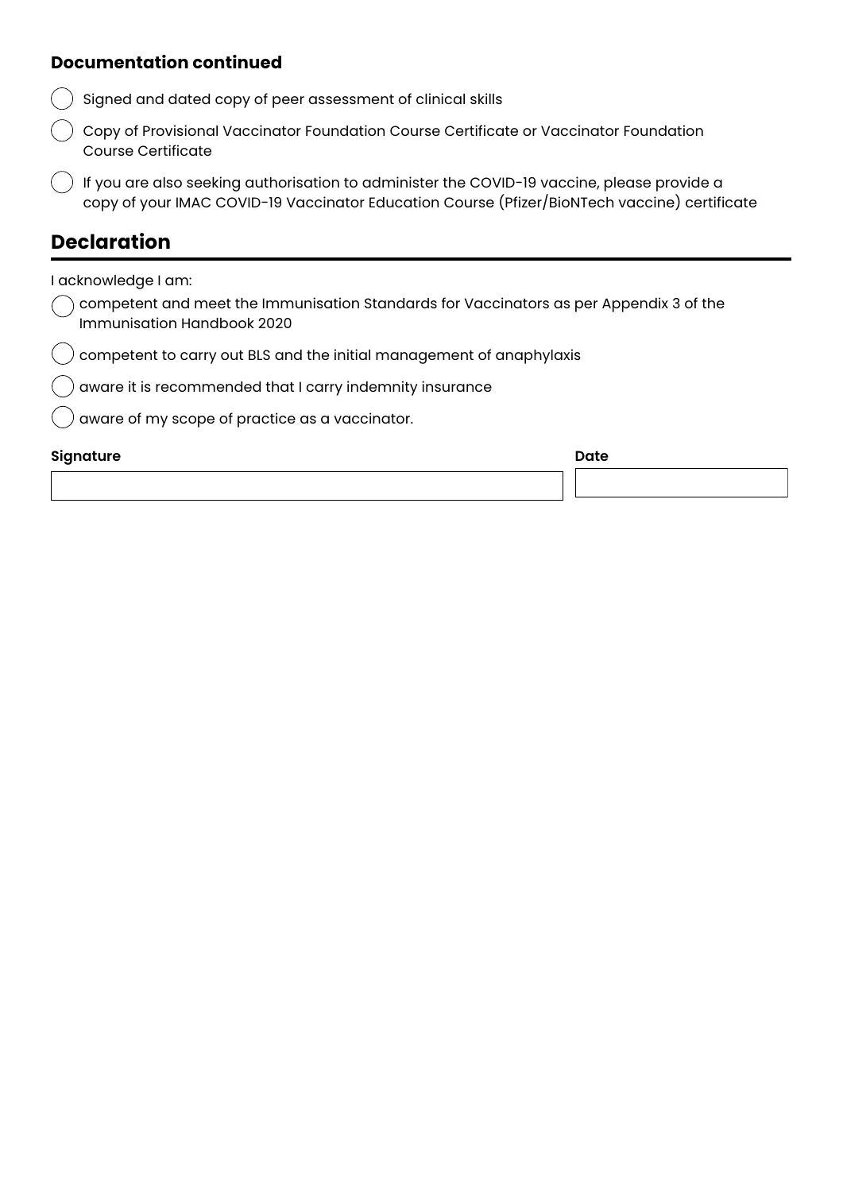### Documentation continued

- ◯ Signed and dated copy of peer assessment of clinical skills
- ◯ Copy of Provisional Vaccinator Foundation Course Certificate or Vaccinator Foundation Course Certificate
- ◯ If you are also seeking authorisation to administer the COVID-19 vaccine, please provide a copy of your IMAC COVID-19 Vaccinator Education Course (Pfizer/BioNTech vaccine) certificate

## Declaration

I acknowledge I am:

- ◯ competent and meet the Immunisation Standards for Vaccinators as per Appendix 3 of the Immunisation Handbook 2020
- ◯ competent to carry out BLS and the initial management of anaphylaxis
- ◯ aware it is recommended that I carry indemnity insurance
- ◯ aware of my scope of practice as a vaccinator.

| Signature | Date |
|---|---|
| | |